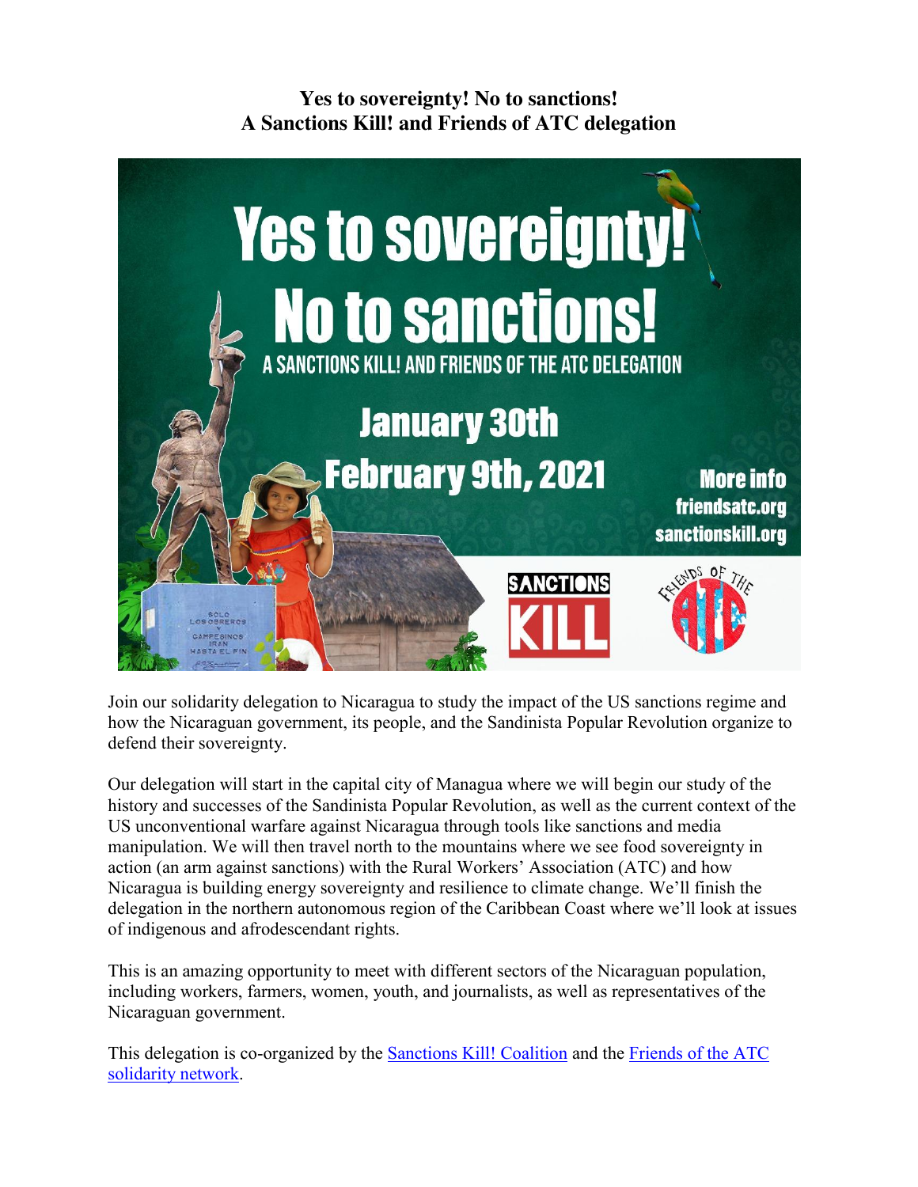# Yes to sovereignty! No to sanctions!
# A Sanctions Kill! and Friends of ATC delegation

**Yes to sovereignty! No to sanctions!**

A SANCTIONS KILL! AND FRIENDS OF THE ATC DELEGATION

**January 30th February 9th, 2021**

**More info**
**friendsatc.org**
**sanctionskill.org**

SANCTIONS KILL

FRIENDS OF THE ATC

Join our solidarity delegation to Nicaragua to study the impact of the US sanctions regime and how the Nicaraguan government, its people, and the Sandinista Popular Revolution organize to defend their sovereignty.

Our delegation will start in the capital city of Managua where we will begin our study of the history and successes of the Sandinista Popular Revolution, as well as the current context of the US unconventional warfare against Nicaragua through tools like sanctions and media manipulation. We will then travel north to the mountains where we see food sovereignty in action (an arm against sanctions) with the Rural Workers' Association (ATC) and how Nicaragua is building energy sovereignty and resilience to climate change. We'll finish the delegation in the northern autonomous region of the Caribbean Coast where we'll look at issues of indigenous and afrodescendant rights.

This is an amazing opportunity to meet with different sectors of the Nicaraguan population, including workers, farmers, women, youth, and journalists, as well as representatives of the Nicaraguan government.

This delegation is co-organized by the Sanctions Kill! Coalition and the Friends of the ATC solidarity network.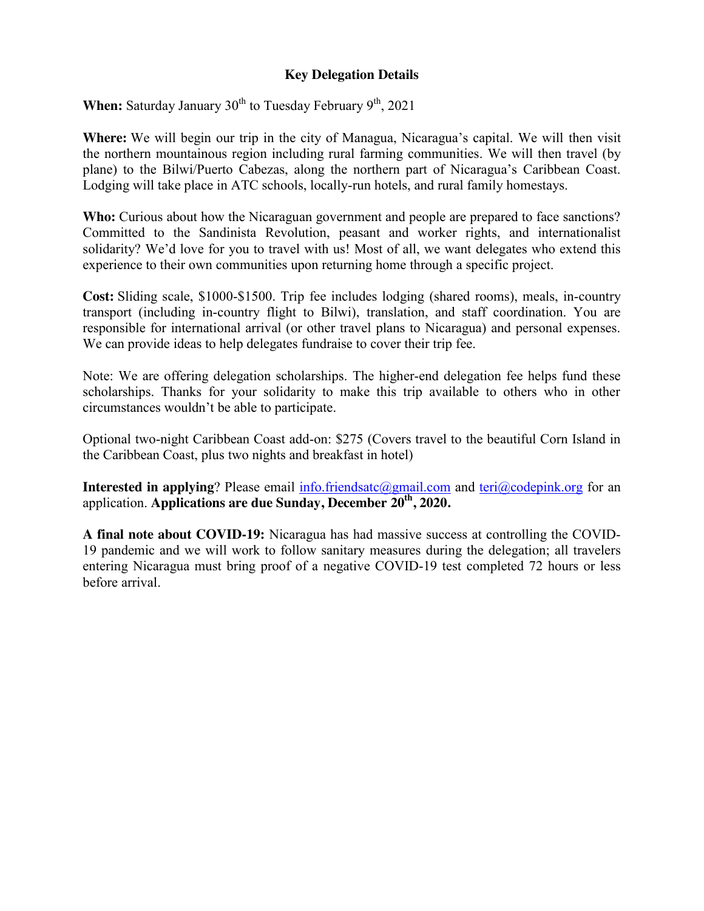## Key Delegation Details

**When:** Saturday January 30th to Tuesday February 9th, 2021

**Where:** We will begin our trip in the city of Managua, Nicaragua's capital. We will then visit the northern mountainous region including rural farming communities. We will then travel (by plane) to the Bilwi/Puerto Cabezas, along the northern part of Nicaragua's Caribbean Coast. Lodging will take place in ATC schools, locally-run hotels, and rural family homestays.

**Who:** Curious about how the Nicaraguan government and people are prepared to face sanctions? Committed to the Sandinista Revolution, peasant and worker rights, and internationalist solidarity? We'd love for you to travel with us! Most of all, we want delegates who extend this experience to their own communities upon returning home through a specific project.

**Cost:** Sliding scale, $1000-$1500. Trip fee includes lodging (shared rooms), meals, in-country transport (including in-country flight to Bilwi), translation, and staff coordination. You are responsible for international arrival (or other travel plans to Nicaragua) and personal expenses. We can provide ideas to help delegates fundraise to cover their trip fee.

Note: We are offering delegation scholarships. The higher-end delegation fee helps fund these scholarships. Thanks for your solidarity to make this trip available to others who in other circumstances wouldn't be able to participate.

Optional two-night Caribbean Coast add-on: $275 (Covers travel to the beautiful Corn Island in the Caribbean Coast, plus two nights and breakfast in hotel)

**Interested in applying**? Please email info.friendsatc@gmail.com and teri@codepink.org for an application. **Applications are due Sunday, December 20th, 2020.**

**A final note about COVID-19:** Nicaragua has had massive success at controlling the COVID-19 pandemic and we will work to follow sanitary measures during the delegation; all travelers entering Nicaragua must bring proof of a negative COVID-19 test completed 72 hours or less before arrival.